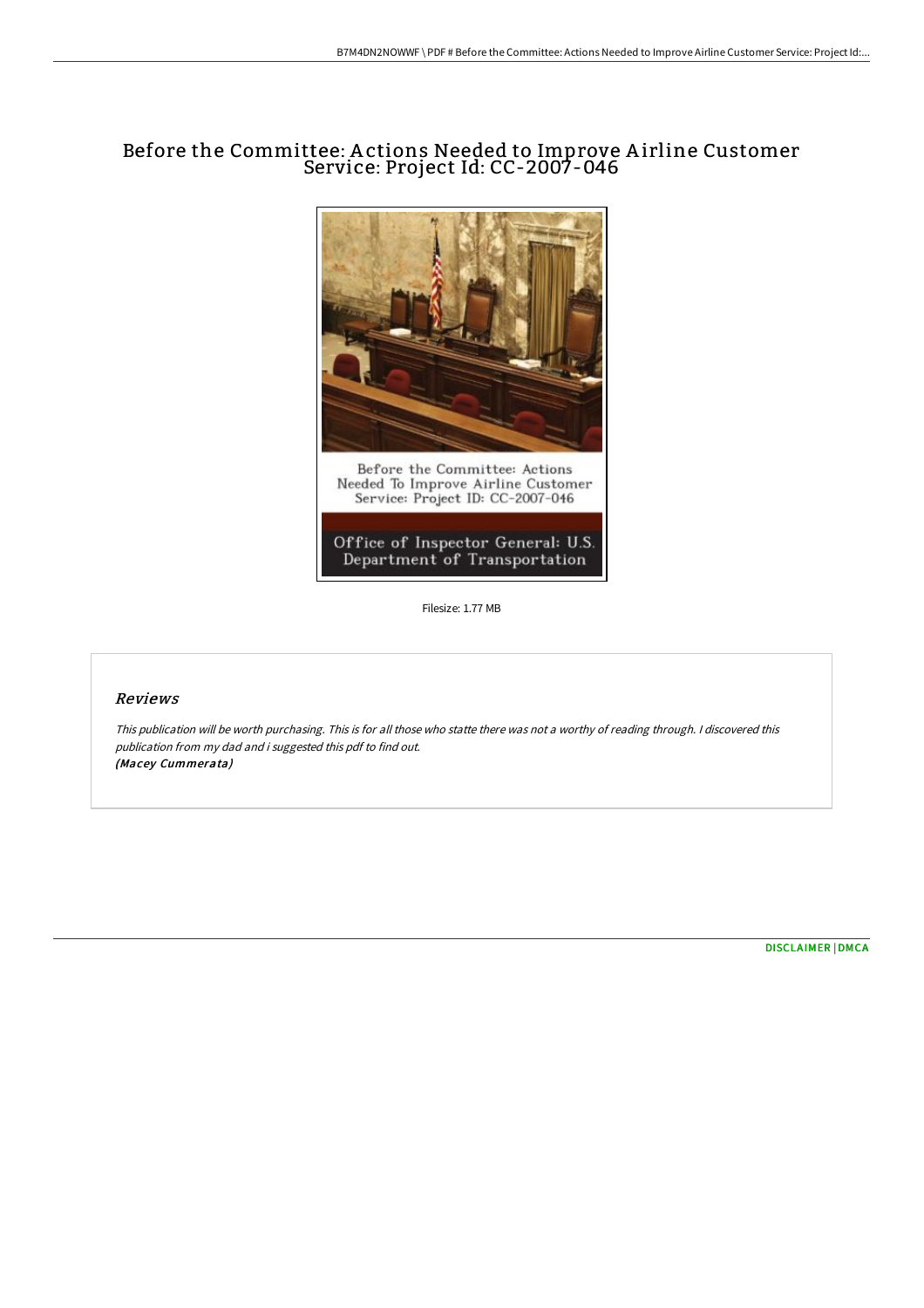# Before the Committee: Actions Needed to Improve Airline Customer Service: Project Id: CC-2007-046

Filesize: 1.77 MB

## Reviews

*This publication will be worth purchasing. This is for all those who statte there was not a worthy of reading through. I discovered this publication from my dad and i suggested this pdf to find out.*
***(Macey Cummerata)***

DISCLAIMER | DMCA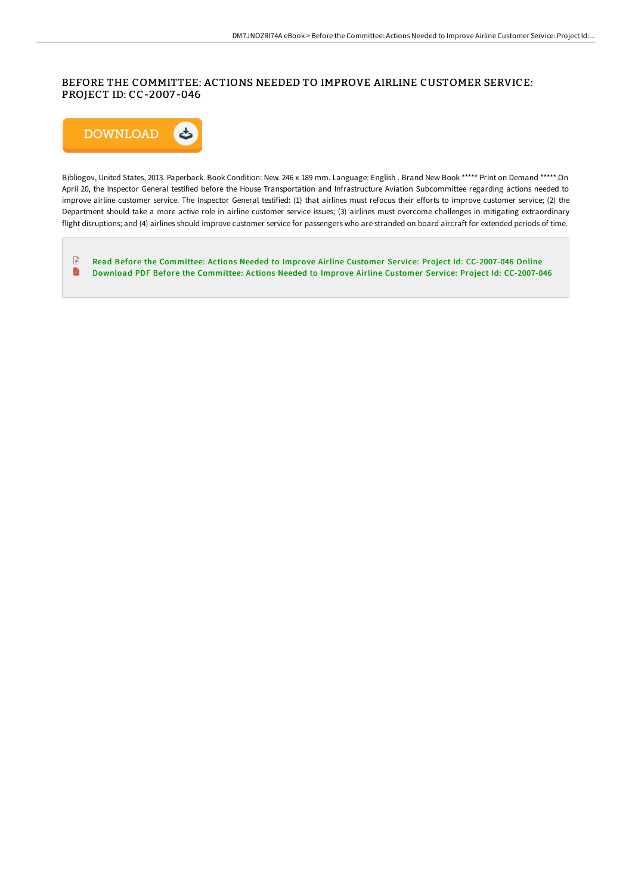# BEFORE THE COMMITTEE: ACTIONS NEEDED TO IMPROVE AIRLINE CUSTOMER SERVICE: PROJECT ID: CC-2007-046

DOWNLOAD

Bibliogov, United States, 2013. Paperback. Book Condition: New. 246 x 189 mm. Language: English . Brand New Book ***** Print on Demand *****.On April 20, the Inspector General testified before the House Transportation and Infrastructure Aviation Subcommittee regarding actions needed to improve airline customer service. The Inspector General testified: (1) that airlines must refocus their efforts to improve customer service; (2) the Department should take a more active role in airline customer service issues; (3) airlines must overcome challenges in mitigating extraordinary flight disruptions; and (4) airlines should improve customer service for passengers who are stranded on board aircraft for extended periods of time.

Read Before the Committee: Actions Needed to Improve Airline Customer Service: Project Id: CC-2007-046 Online

Download PDF Before the Committee: Actions Needed to Improve Airline Customer Service: Project Id: CC-2007-046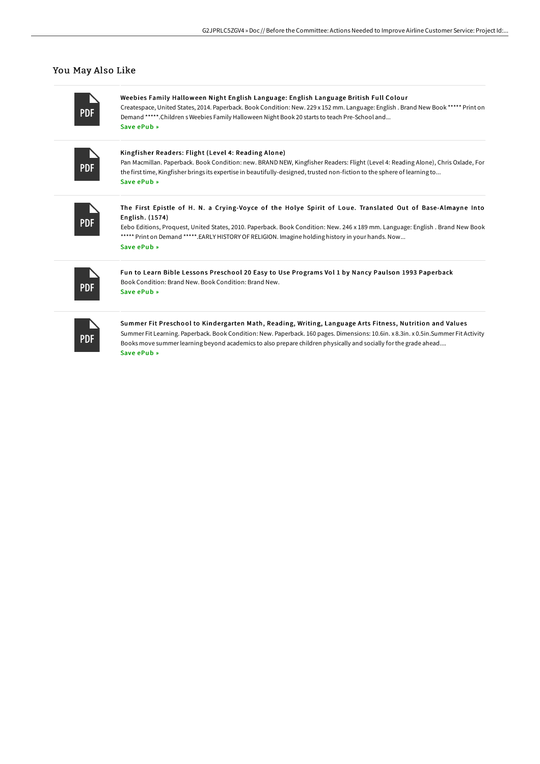## You May Also Like

**Weebies Family Halloween Night English Language: English Language British Full Colour**

Createspace, United States, 2014. Paperback. Book Condition: New. 229 x 152 mm. Language: English . Brand New Book ***** Print on Demand *****.Children s Weebies Family Halloween Night Book 20 starts to teach Pre-School and...

Save ePub »

**Kingfisher Readers: Flight (Level 4: Reading Alone)**

Pan Macmillan. Paperback. Book Condition: new. BRAND NEW, Kingfisher Readers: Flight (Level 4: Reading Alone), Chris Oxlade, For the first time, Kingfisher brings its expertise in beautifully-designed, trusted non-fiction to the sphere of learning to...

Save ePub »

**The First Epistle of H. N. a Crying-Voyce of the Holye Spirit of Loue. Translated Out of Base-Almayne Into English. (1574)**

Eebo Editions, Proquest, United States, 2010. Paperback. Book Condition: New. 246 x 189 mm. Language: English . Brand New Book ***** Print on Demand *****.EARLY HISTORY OF RELIGION. Imagine holding history in your hands. Now...

Save ePub »

**Fun to Learn Bible Lessons Preschool 20 Easy to Use Programs Vol 1 by Nancy Paulson 1993 Paperback**

Book Condition: Brand New. Book Condition: Brand New.

Save ePub »

**Summer Fit Preschool to Kindergarten Math, Reading, Writing, Language Arts Fitness, Nutrition and Values**

Summer Fit Learning. Paperback. Book Condition: New. Paperback. 160 pages. Dimensions: 10.6in. x 8.3in. x 0.5in.Summer Fit Activity Books move summer learning beyond academics to also prepare children physically and socially for the grade ahead....

Save ePub »